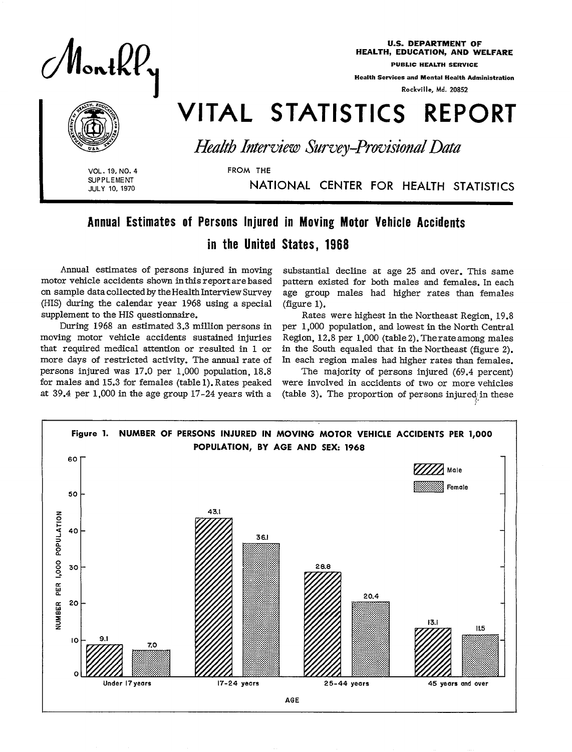# Monthly VITAL STATISTICS REPORT

U.S. DEPARTMENT OF HEALTH, EDUCATION, AND WELFARE
PUBLIC HEALTH SERVICE
Health Services and Mental Health Administration
Rockville, Md. 20852

*Health Interview Survey-Provisional Data*

FROM THE NATIONAL CENTER FOR HEALTH STATISTICS

VOL. 19, NO. 4
SUPPLEMENT
JULY 10, 1970

## Annual Estimates of Persons Injured in Moving Motor Vehicle Accidents in the United States, 1968

Annual estimates of persons injured in moving motor vehicle accidents shown in this report are based on sample data collected by the Health Interview Survey (HIS) during the calendar year 1968 using a special supplement to the HIS questionnaire.

During 1968 an estimated 3.3 million persons in moving motor vehicle accidents sustained injuries that required medical attention or resulted in 1 or more days of restricted activity. The annual rate of persons injured was 17.0 per 1,000 population, 18.8 for males and 15.3 for females (table 1). Rates peaked at 39.4 per 1,000 in the age group 17-24 years with a substantial decline at age 25 and over. This same pattern existed for both males and females. In each age group males had higher rates than females (figure 1).

Rates were highest in the Northeast Region, 19.8 per 1,000 population, and lowest in the North Central Region, 12.8 per 1,000 (table 2). The rate among males in the South equaled that in the Northeast (figure 2). In each region males had higher rates than females.

The majority of persons injured (69.4 percent) were involved in accidents of two or more vehicles (table 3). The proportion of persons injured in these

**Figure 1. NUMBER OF PERSONS INJURED IN MOVING MOTOR VEHICLE ACCIDENTS PER 1,000 POPULATION, BY AGE AND SEX: 1968**

| Age | Male | Female |
|---|---|---|
| Under 17 years | 9.1 | 7.0 |
| 17-24 years | 43.1 | 36.1 |
| 25-44 years | 28.8 | 20.4 |
| 45 years and over | 13.1 | 11.5 |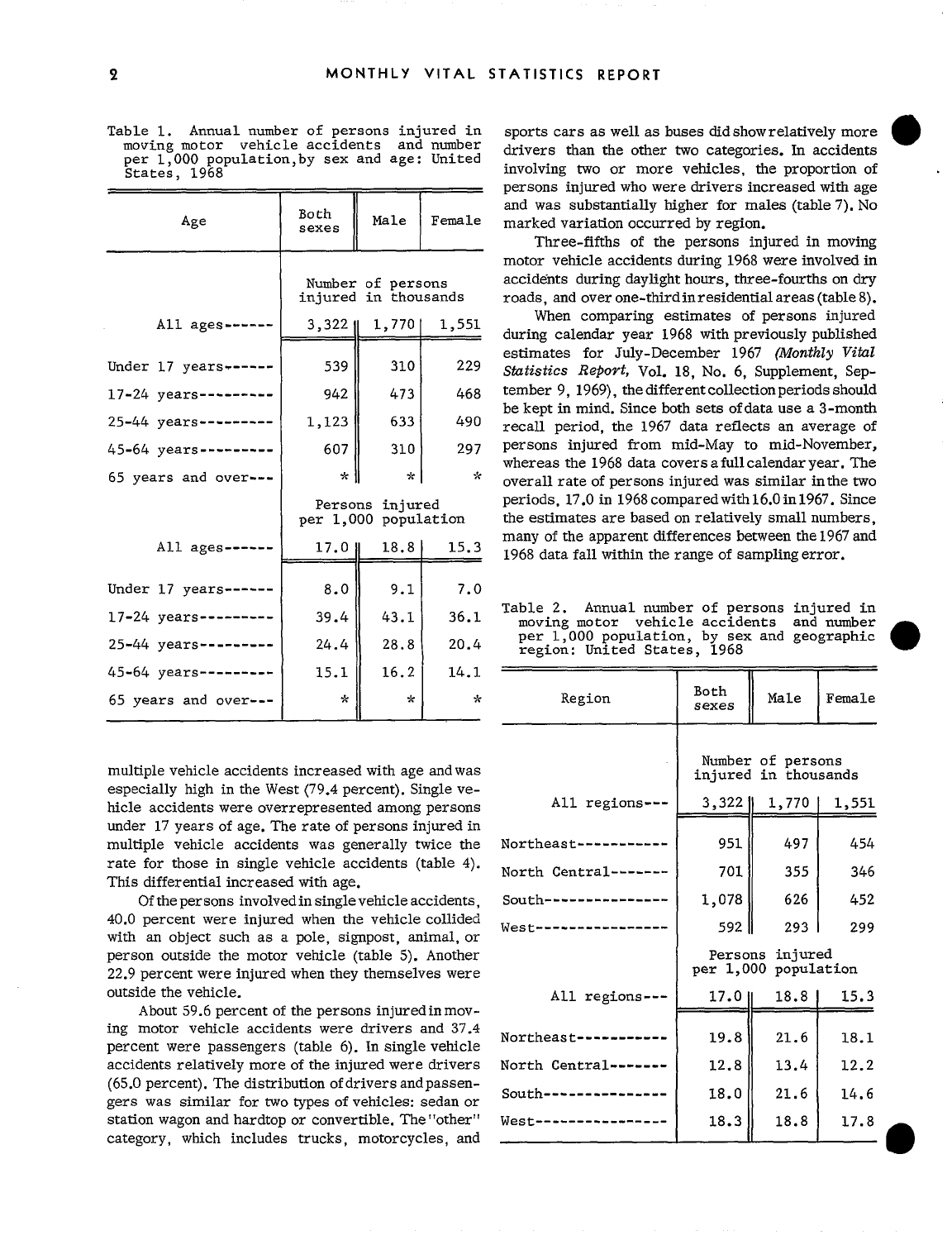Table 1. Annual number of persons injured in moving motor vehicle accidents and number per 1,000 population, by sex and age: United States, 1968

| Age | Both sexes | Male | Female |
|---|---|---|---|
| | Number of persons injured in thousands | | |
| All ages | 3,322 | 1,770 | 1,551 |
| Under 17 years | 539 | 310 | 229 |
| 17-24 years | 942 | 473 | 468 |
| 25-44 years | 1,123 | 633 | 490 |
| 45-64 years | 607 | 310 | 297 |
| 65 years and over | * | * | * |
| | Persons injured per 1,000 population | | |
| All ages | 17.0 | 18.8 | 15.3 |
| Under 17 years | 8.0 | 9.1 | 7.0 |
| 17-24 years | 39.4 | 43.1 | 36.1 |
| 25-44 years | 24.4 | 28.8 | 20.4 |
| 45-64 years | 15.1 | 16.2 | 14.1 |
| 65 years and over | * | * | * |

multiple vehicle accidents increased with age and was especially high in the West (79.4 percent). Single vehicle accidents were overrepresented among persons under 17 years of age. The rate of persons injured in multiple vehicle accidents was generally twice the rate for those in single vehicle accidents (table 4). This differential increased with age.

Of the persons involved in single vehicle accidents, 40.0 percent were injured when the vehicle collided with an object such as a pole, signpost, animal, or person outside the motor vehicle (table 5). Another 22.9 percent were injured when they themselves were outside the vehicle.

About 59.6 percent of the persons injured in moving motor vehicle accidents were drivers and 37.4 percent were passengers (table 6). In single vehicle accidents relatively more of the injured were drivers (65.0 percent). The distribution of drivers and passengers was similar for two types of vehicles: sedan or station wagon and hardtop or convertible. The "other" category, which includes trucks, motorcycles, and sports cars as well as buses did show relatively more drivers than the other two categories. In accidents involving two or more vehicles, the proportion of persons injured who were drivers increased with age and was substantially higher for males (table 7). No marked variation occurred by region.

Three-fifths of the persons injured in moving motor vehicle accidents during 1968 were involved in accidents during daylight hours, three-fourths on dry roads, and over one-third in residential areas (table 8).

When comparing estimates of persons injured during calendar year 1968 with previously published estimates for July-December 1967 (*Monthly Vital Statistics Report*, Vol. 18, No. 6, Supplement, September 9, 1969), the different collection periods should be kept in mind. Since both sets of data use a 3-month recall period, the 1967 data reflects an average of persons injured from mid-May to mid-November, whereas the 1968 data covers a full calendar year. The overall rate of persons injured was similar in the two periods, 17.0 in 1968 compared with 16.0 in 1967. Since the estimates are based on relatively small numbers, many of the apparent differences between the 1967 and 1968 data fall within the range of sampling error.

Table 2. Annual number of persons injured in moving motor vehicle accidents and number per 1,000 population, by sex and geographic region: United States, 1968

| Region | Both sexes | Male | Female |
|---|---|---|---|
| | Number of persons injured in thousands | | |
| All regions | 3,322 | 1,770 | 1,551 |
| Northeast | 951 | 497 | 454 |
| North Central | 701 | 355 | 346 |
| South | 1,078 | 626 | 452 |
| West | 592 | 293 | 299 |
| | Persons injured per 1,000 population | | |
| All regions | 17.0 | 18.8 | 15.3 |
| Northeast | 19.8 | 21.6 | 18.1 |
| North Central | 12.8 | 13.4 | 12.2 |
| South | 18.0 | 21.6 | 14.6 |
| West | 18.3 | 18.8 | 17.8 |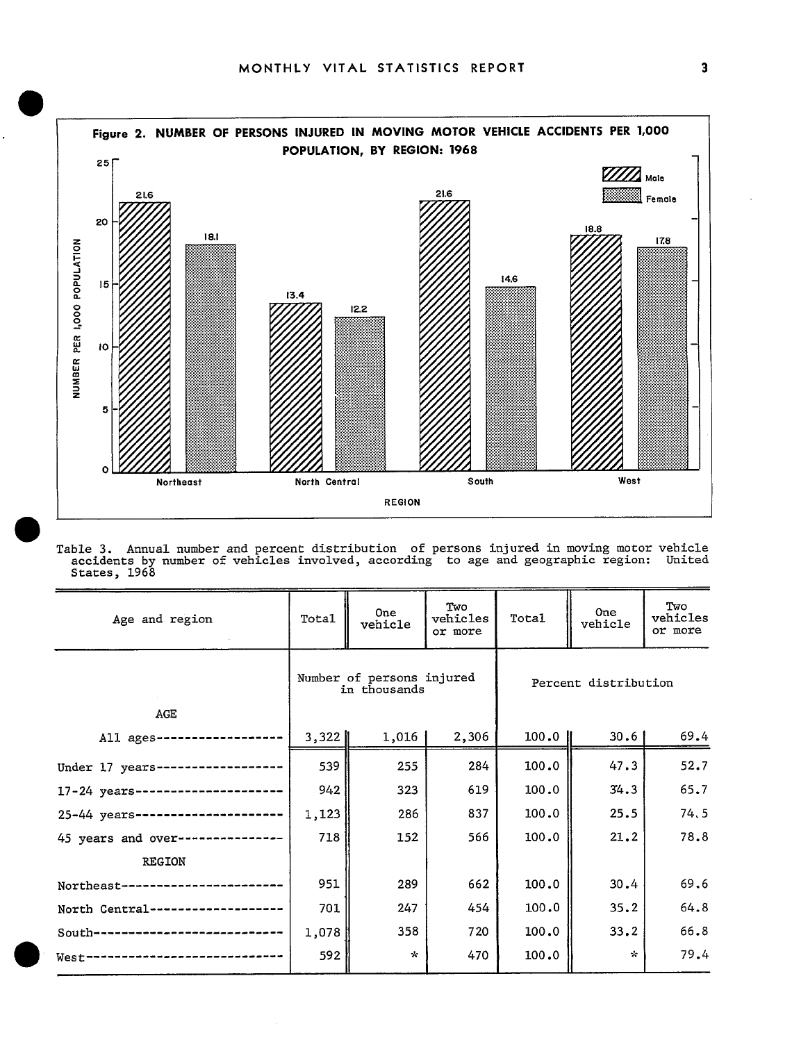**Figure 2. NUMBER OF PERSONS INJURED IN MOVING MOTOR VEHICLE ACCIDENTS PER 1,000 POPULATION, BY REGION: 1968**

| Region | Male | Female |
|---|---|---|
| Northeast | 21.6 | 18.1 |
| North Central | 13.4 | 12.2 |
| South | 21.6 | 14.6 |
| West | 18.8 | 17.8 |

Table 3. Annual number and percent distribution of persons injured in moving motor vehicle accidents by number of vehicles involved, according to age and geographic region: United States, 1968

| Age and region | Total | One vehicle | Two vehicles or more | Total | One vehicle | Two vehicles or more |
|---|---|---|---|---|---|---|
| | Number of persons injured in thousands | | | Percent distribution | | |
| AGE | | | | | | |
| All ages | 3,322 | 1,016 | 2,306 | 100.0 | 30.6 | 69.4 |
| Under 17 years | 539 | 255 | 284 | 100.0 | 47.3 | 52.7 |
| 17-24 years | 942 | 323 | 619 | 100.0 | 34.3 | 65.7 |
| 25-44 years | 1,123 | 286 | 837 | 100.0 | 25.5 | 74.5 |
| 45 years and over | 718 | 152 | 566 | 100.0 | 21.2 | 78.8 |
| REGION | | | | | | |
| Northeast | 951 | 289 | 662 | 100.0 | 30.4 | 69.6 |
| North Central | 701 | 247 | 454 | 100.0 | 35.2 | 64.8 |
| South | 1,078 | 358 | 720 | 100.0 | 33.2 | 66.8 |
| West | 592 | * | 470 | 100.0 | * | 79.4 |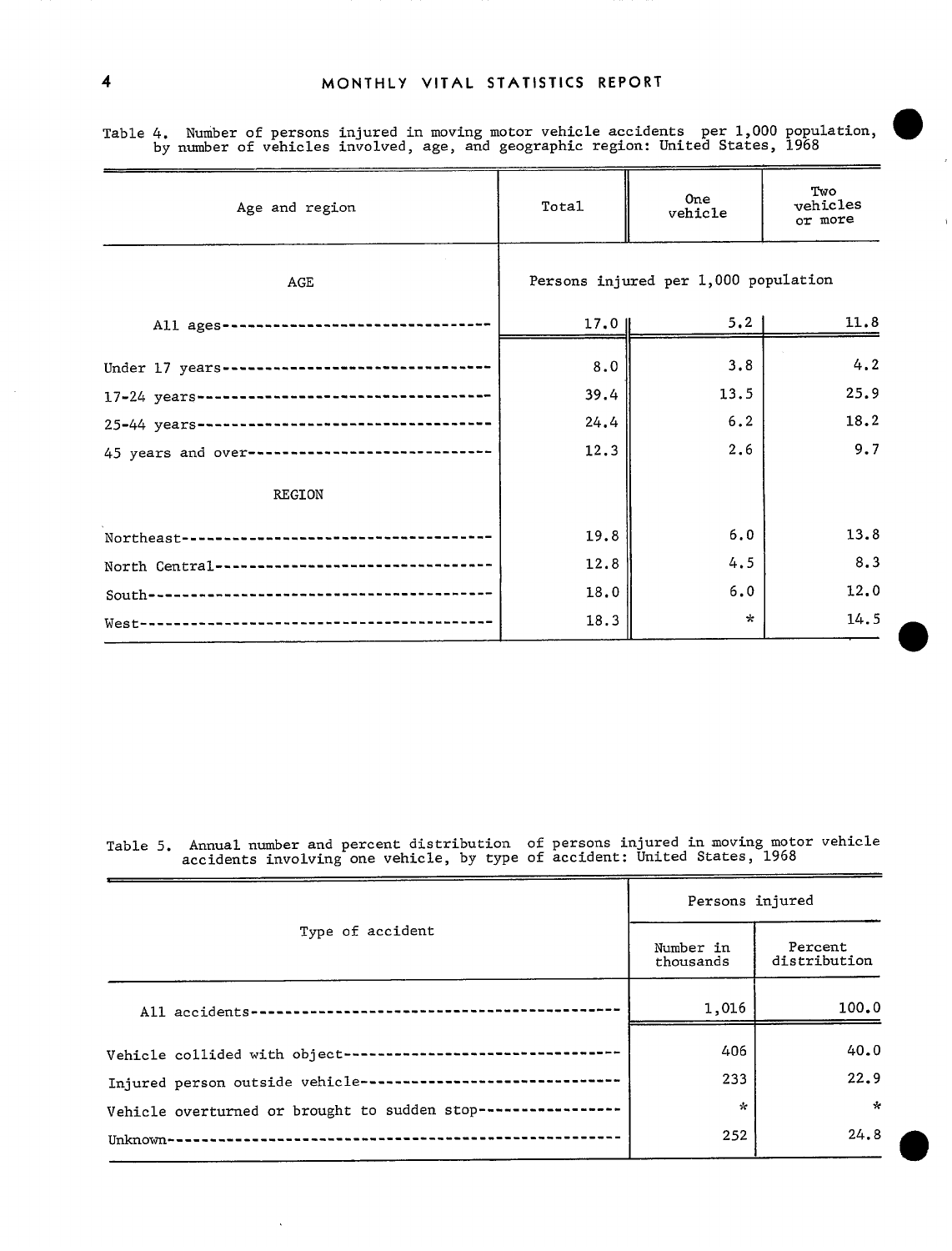Table 4. Number of persons injured in moving motor vehicle accidents per 1,000 population, by number of vehicles involved, age, and geographic region: United States, 1968

| Age and region | Total | One vehicle | Two vehicles or more |
|---|---|---|---|
| **AGE** | Persons injured per 1,000 population | | |
| All ages | 17.0 | 5.2 | 11.8 |
| Under 17 years | 8.0 | 3.8 | 4.2 |
| 17-24 years | 39.4 | 13.5 | 25.9 |
| 25-44 years | 24.4 | 6.2 | 18.2 |
| 45 years and over | 12.3 | 2.6 | 9.7 |
| **REGION** | | | |
| Northeast | 19.8 | 6.0 | 13.8 |
| North Central | 12.8 | 4.5 | 8.3 |
| South | 18.0 | 6.0 | 12.0 |
| West | 18.3 | * | 14.5 |

Table 5. Annual number and percent distribution of persons injured in moving motor vehicle accidents involving one vehicle, by type of accident: United States, 1968

| Type of accident | Persons injured | |
|---|---|---|
| | Number in thousands | Percent distribution |
| All accidents | 1,016 | 100.0 |
| Vehicle collided with object | 406 | 40.0 |
| Injured person outside vehicle | 233 | 22.9 |
| Vehicle overturned or brought to sudden stop | * | * |
| Unknown | 252 | 24.8 |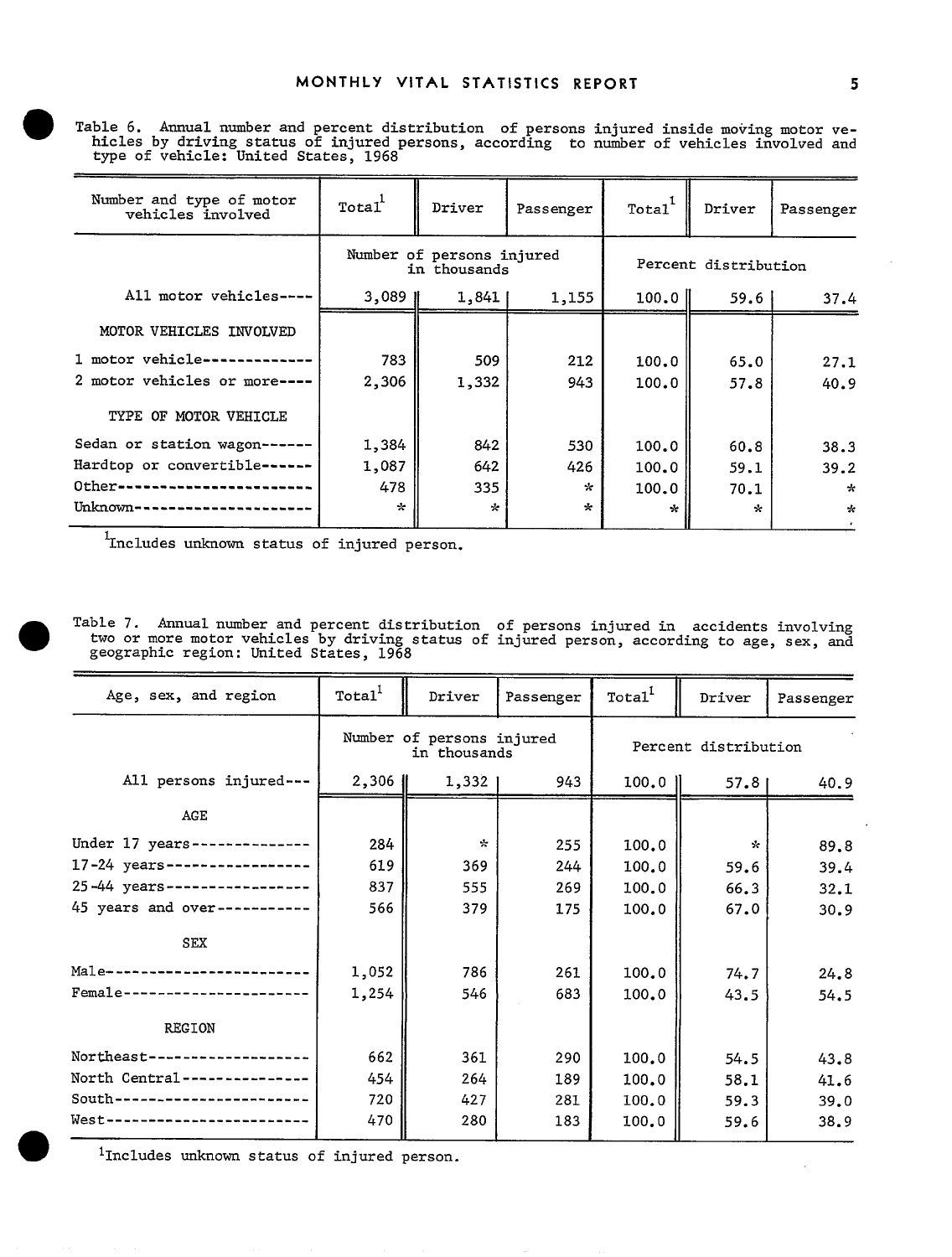Table 6. Annual number and percent distribution of persons injured inside moving motor vehicles by driving status of injured persons, according to number of vehicles involved and type of vehicle: United States, 1968

| Number and type of motor vehicles involved | Total[1] | Driver | Passenger | Total[1] | Driver | Passenger |
|---|---|---|---|---|---|---|
| | Number of persons injured in thousands | | | Percent distribution | | |
| All motor vehicles---- | 3,089 | 1,841 | 1,155 | 100.0 | 59.6 | 37.4 |
| MOTOR VEHICLES INVOLVED | | | | | | |
| 1 motor vehicle------------- | 783 | 509 | 212 | 100.0 | 65.0 | 27.1 |
| 2 motor vehicles or more---- | 2,306 | 1,332 | 943 | 100.0 | 57.8 | 40.9 |
| TYPE OF MOTOR VEHICLE | | | | | | |
| Sedan or station wagon------ | 1,384 | 842 | 530 | 100.0 | 60.8 | 38.3 |
| Hardtop or convertible------ | 1,087 | 642 | 426 | 100.0 | 59.1 | 39.2 |
| Other----------------------- | 478 | 335 | * | 100.0 | 70.1 | * |
| Unknown--------------------- | * | * | * | * | * | * |

[1]Includes unknown status of injured person.

Table 7. Annual number and percent distribution of persons injured in accidents involving two or more motor vehicles by driving status of injured person, according to age, sex, and geographic region: United States, 1968

| Age, sex, and region | Total[1] | Driver | Passenger | Total[1] | Driver | Passenger |
|---|---|---|---|---|---|---|
| | Number of persons injured in thousands | | | Percent distribution | | |
| All persons injured--- | 2,306 | 1,332 | 943 | 100.0 | 57.8 | 40.9 |
| AGE | | | | | | |
| Under 17 years-------------- | 284 | * | 255 | 100.0 | * | 89.8 |
| 17-24 years----------------- | 619 | 369 | 244 | 100.0 | 59.6 | 39.4 |
| 25-44 years----------------- | 837 | 555 | 269 | 100.0 | 66.3 | 32.1 |
| 45 years and over----------- | 566 | 379 | 175 | 100.0 | 67.0 | 30.9 |
| SEX | | | | | | |
| Male------------------------ | 1,052 | 786 | 261 | 100.0 | 74.7 | 24.8 |
| Female---------------------- | 1,254 | 546 | 683 | 100.0 | 43.5 | 54.5 |
| REGION | | | | | | |
| Northeast------------------- | 662 | 361 | 290 | 100.0 | 54.5 | 43.8 |
| North Central--------------- | 454 | 264 | 189 | 100.0 | 58.1 | 41.6 |
| South----------------------- | 720 | 427 | 281 | 100.0 | 59.3 | 39.0 |
| West------------------------ | 470 | 280 | 183 | 100.0 | 59.6 | 38.9 |

[1]Includes unknown status of injured person.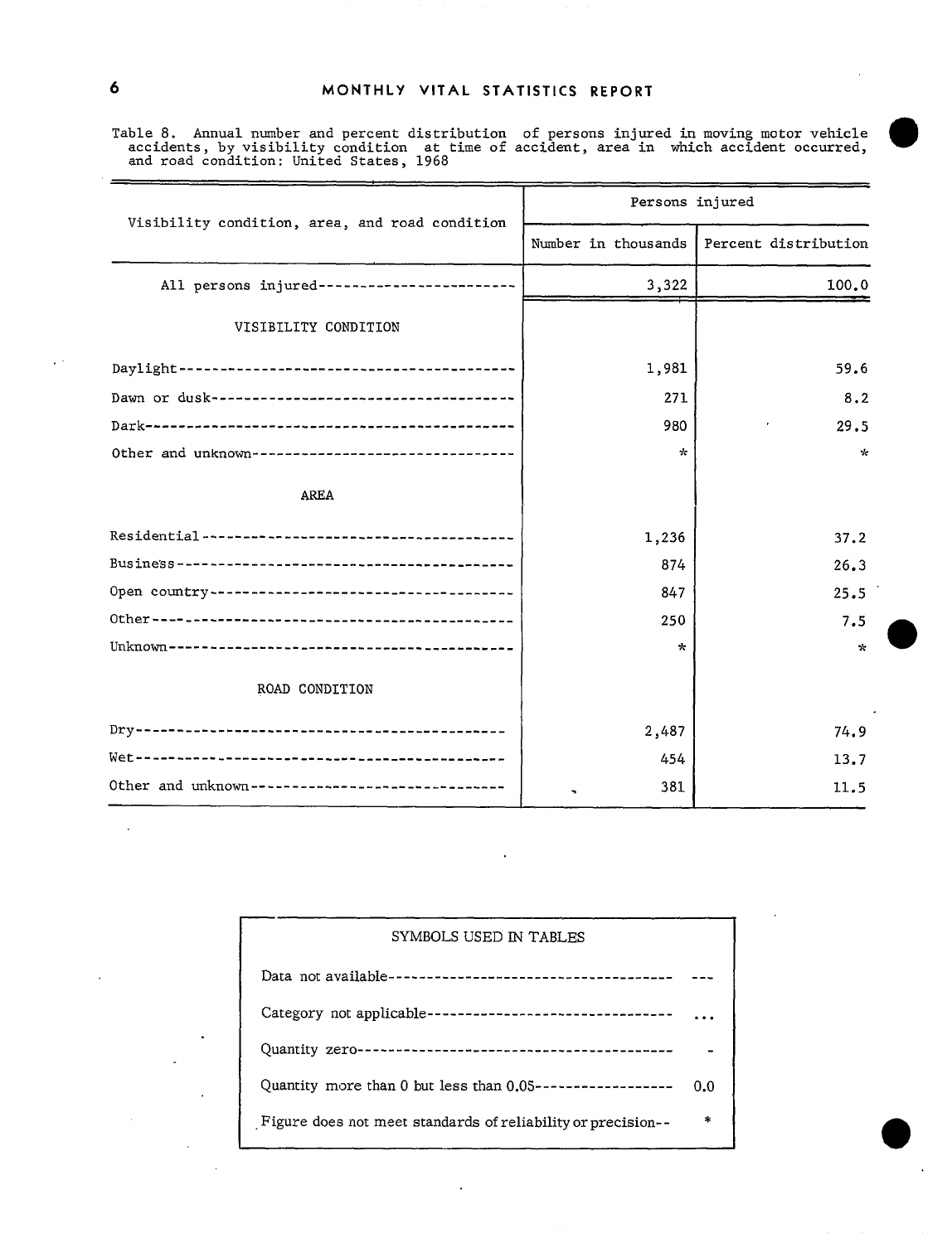Table 8. Annual number and percent distribution of persons injured in moving motor vehicle accidents, by visibility condition at time of accident, area in which accident occurred, and road condition: United States, 1968

| Visibility condition, area, and road condition | Persons injured | |
|---|---|---|
| | Number in thousands | Percent distribution |
| All persons injured | 3,322 | 100.0 |
| **VISIBILITY CONDITION** | | |
| Daylight | 1,981 | 59.6 |
| Dawn or dusk | 271 | 8.2 |
| Dark | 980 | 29.5 |
| Other and unknown | * | * |
| **AREA** | | |
| Residential | 1,236 | 37.2 |
| Business | 874 | 26.3 |
| Open country | 847 | 25.5 |
| Other | 250 | 7.5 |
| Unknown | * | * |
| **ROAD CONDITION** | | |
| Dry | 2,487 | 74.9 |
| Wet | 454 | 13.7 |
| Other and unknown | 381 | 11.5 |

| SYMBOLS USED IN TABLES | |
|---|---|
| Data not available | --- |
| Category not applicable | ... |
| Quantity zero | - |
| Quantity more than 0 but less than 0.05 | 0.0 |
| Figure does not meet standards of reliability or precision | * |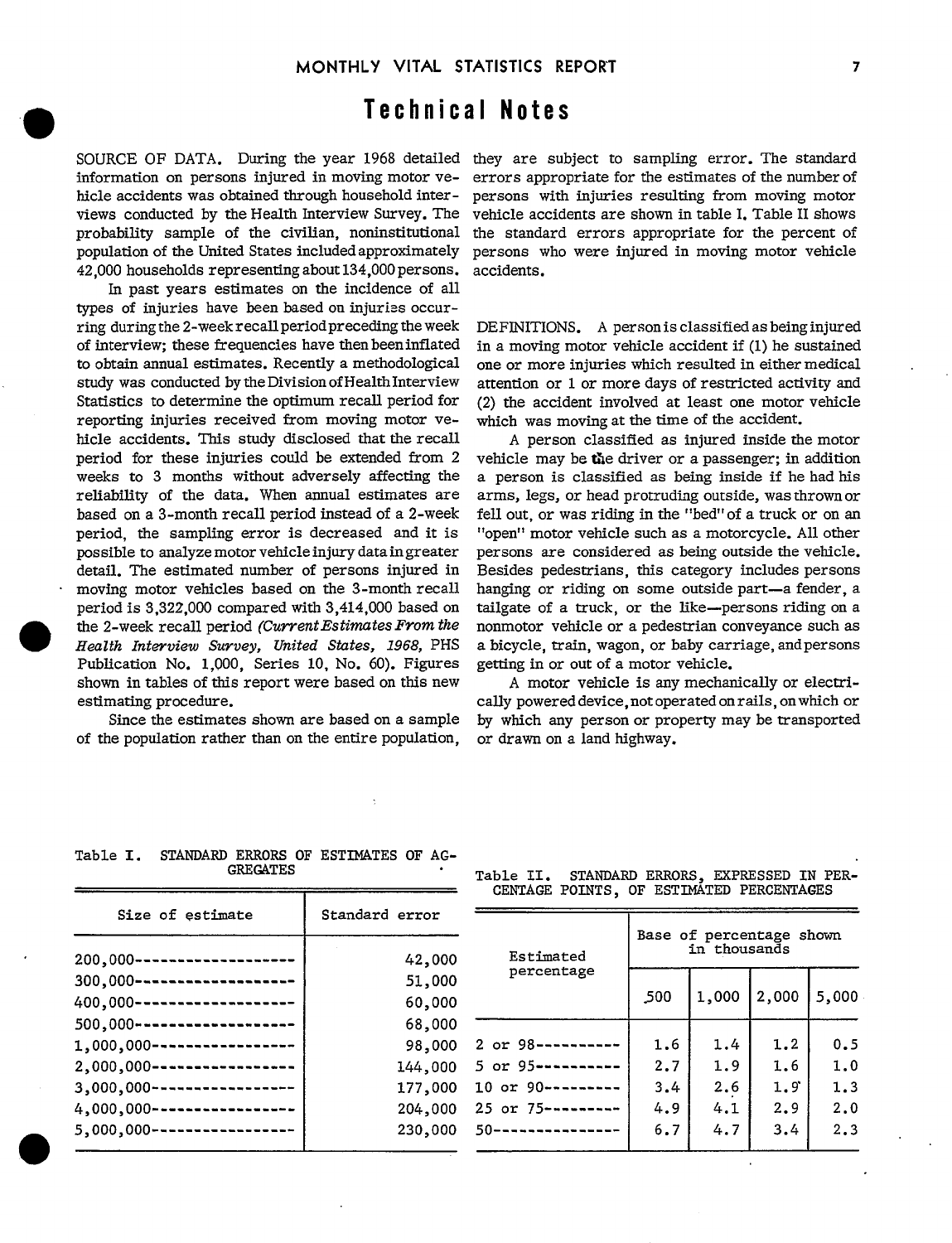# Technical Notes

SOURCE OF DATA. During the year 1968 detailed information on persons injured in moving motor vehicle accidents was obtained through household interviews conducted by the Health Interview Survey. The probability sample of the civilian, noninstitutional population of the United States included approximately 42,000 households representing about 134,000 persons.

In past years estimates on the incidence of all types of injuries have been based on injuries occurring during the 2-week recall period preceding the week of interview; these frequencies have then been inflated to obtain annual estimates. Recently a methodological study was conducted by the Division of Health Interview Statistics to determine the optimum recall period for reporting injuries received from moving motor vehicle accidents. This study disclosed that the recall period for these injuries could be extended from 2 weeks to 3 months without adversely affecting the reliability of the data. When annual estimates are based on a 3-month recall period instead of a 2-week period, the sampling error is decreased and it is possible to analyze motor vehicle injury data in greater detail. The estimated number of persons injured in moving motor vehicles based on the 3-month recall period is 3,322,000 compared with 3,414,000 based on the 2-week recall period (*Current Estimates From the Health Interview Survey, United States, 1968*, PHS Publication No. 1,000, Series 10, No. 60). Figures shown in tables of this report were based on this new estimating procedure.

Since the estimates shown are based on a sample of the population rather than on the entire population, they are subject to sampling error. The standard errors appropriate for the estimates of the number of persons with injuries resulting from moving motor vehicle accidents are shown in table I. Table II shows the standard errors appropriate for the percent of persons who were injured in moving motor vehicle accidents.

DEFINITIONS. A person is classified as being injured in a moving motor vehicle accident if (1) he sustained one or more injuries which resulted in either medical attention or 1 or more days of restricted activity and (2) the accident involved at least one motor vehicle which was moving at the time of the accident.

A person classified as injured inside the motor vehicle may be the driver or a passenger; in addition a person is classified as being inside if he had his arms, legs, or head protruding outside, was thrown or fell out, or was riding in the "bed" of a truck or on an "open" motor vehicle such as a motorcycle. All other persons are considered as being outside the vehicle. Besides pedestrians, this category includes persons hanging or riding on some outside part—a fender, a tailgate of a truck, or the like—persons riding on a nonmotor vehicle or a pedestrian conveyance such as a bicycle, train, wagon, or baby carriage, and persons getting in or out of a motor vehicle.

A motor vehicle is any mechanically or electrically powered device, not operated on rails, on which or by which any person or property may be transported or drawn on a land highway.

Table I. STANDARD ERRORS OF ESTIMATES OF AGGREGATES

| Size of estimate | Standard error |
|---|---|
| 200,000 | 42,000 |
| 300,000 | 51,000 |
| 400,000 | 60,000 |
| 500,000 | 68,000 |
| 1,000,000 | 98,000 |
| 2,000,000 | 144,000 |
| 3,000,000 | 177,000 |
| 4,000,000 | 204,000 |
| 5,000,000 | 230,000 |

Table II. STANDARD ERRORS, EXPRESSED IN PERCENTAGE POINTS, OF ESTIMATED PERCENTAGES

| Estimated percentage | Base of percentage shown in thousands | | | |
|---|---|---|---|---|
| | 500 | 1,000 | 2,000 | 5,000 |
| 2 or 98 | 1.6 | 1.4 | 1.2 | 0.5 |
| 5 or 95 | 2.7 | 1.9 | 1.6 | 1.0 |
| 10 or 90 | 3.4 | 2.6 | 1.9 | 1.3 |
| 25 or 75 | 4.9 | 4.1 | 2.9 | 2.0 |
| 50 | 6.7 | 4.7 | 3.4 | 2.3 |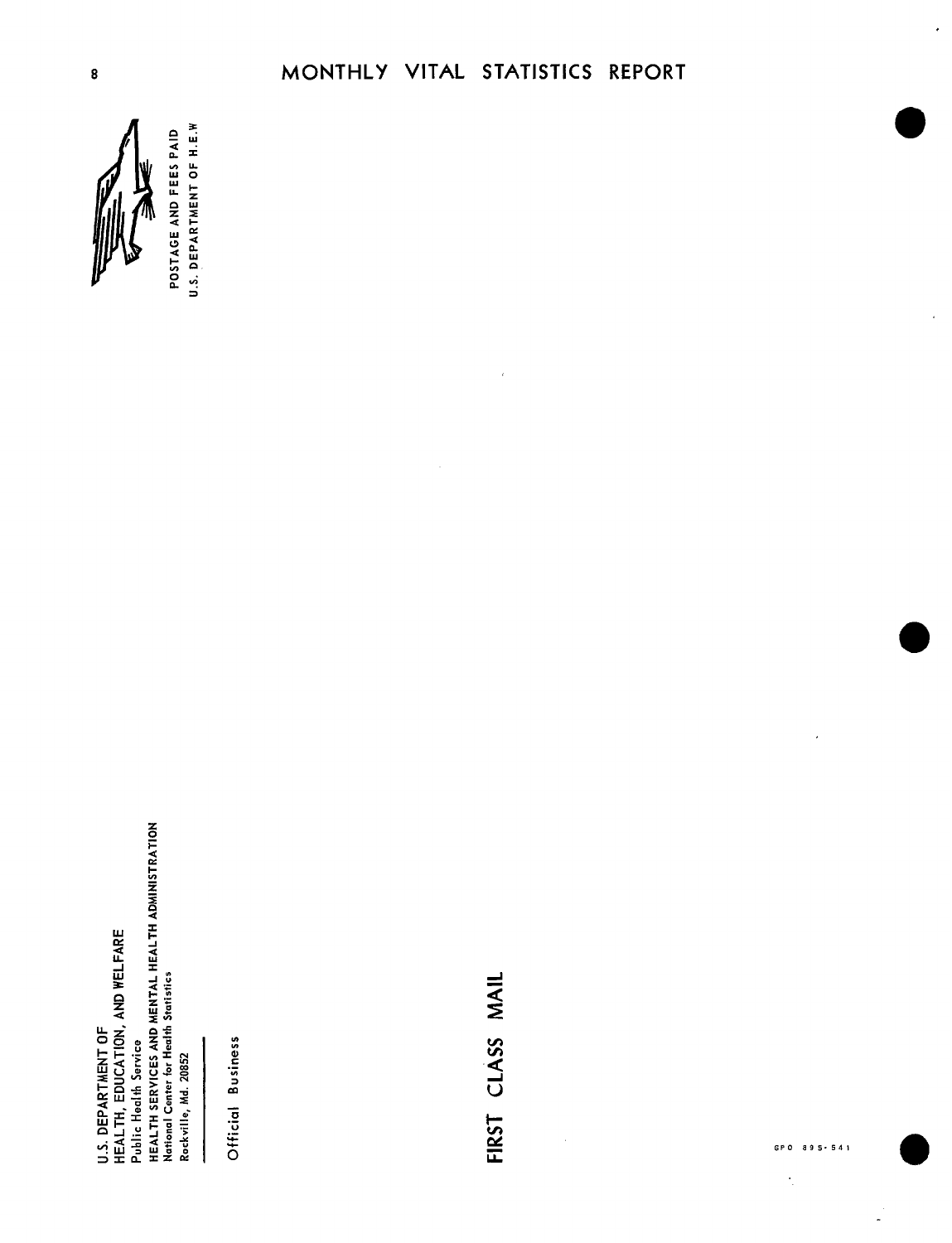POSTAGE AND FEES PAID
U.S. DEPARTMENT OF H.E.W

U.S. DEPARTMENT OF
HEALTH, EDUCATION, AND WELFARE
Public Health Service
HEALTH SERVICES AND MENTAL HEALTH ADMINISTRATION
National Center for Health Statistics
Rockville, Md. 20852

Official Business

FIRST CLASS MAIL

GPO 895-541